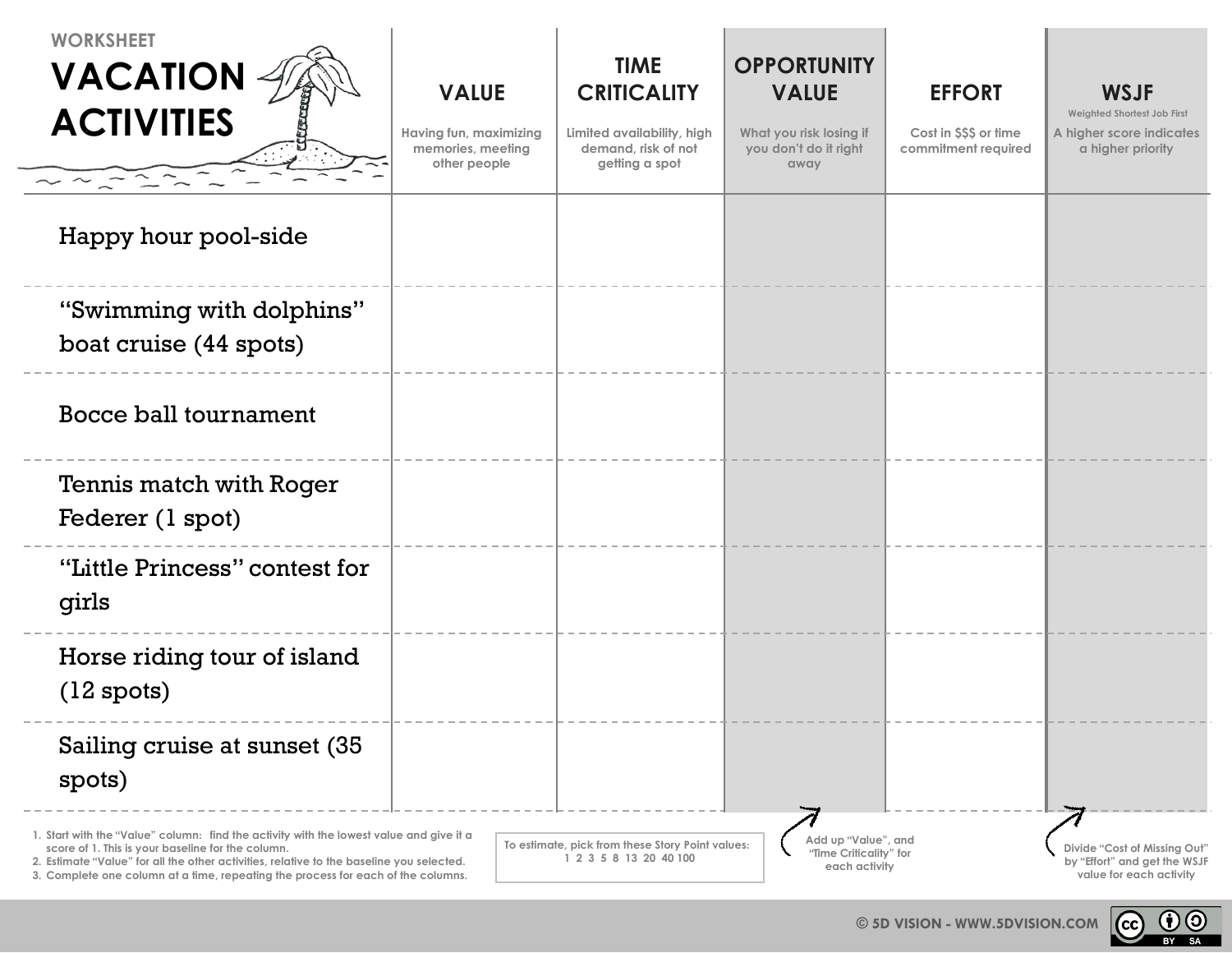WORKSHEET

# VACATION ACTIVITIES

| | VALUE<br>Having fun, maximizing memories, meeting other people | TIME CRITICALITY<br>Limited availability, high demand, risk of not getting a spot | OPPORTUNITY VALUE<br>What you risk losing if you don't do it right away | EFFORT<br>Cost in $$$ or time commitment required | WSJF<br>Weighted Shortest Job First<br>A higher score indicates a higher priority |
|---|---|---|---|---|---|
| Happy hour pool-side | | | | | |
| "Swimming with dolphins" boat cruise (44 spots) | | | | | |
| Bocce ball tournament | | | | | |
| Tennis match with Roger Federer (1 spot) | | | | | |
| "Little Princess" contest for girls | | | | | |
| Horse riding tour of island (12 spots) | | | | | |
| Sailing cruise at sunset (35 spots) | | | | | |

1. Start with the "Value" column: find the activity with the lowest value and give it a score of 1. This is your baseline for the column.
2. Estimate "Value" for all the other activities, relative to the baseline you selected.
3. Complete one column at a time, repeating the process for each of the columns.

To estimate, pick from these Story Point values: 1 2 3 5 8 13 20 40 100

Add up "Value", and "Time Criticality" for each activity

Divide "Cost of Missing Out" by "Effort" and get the WSJF value for each activity

© 5D VISION - WWW.5DVISION.COM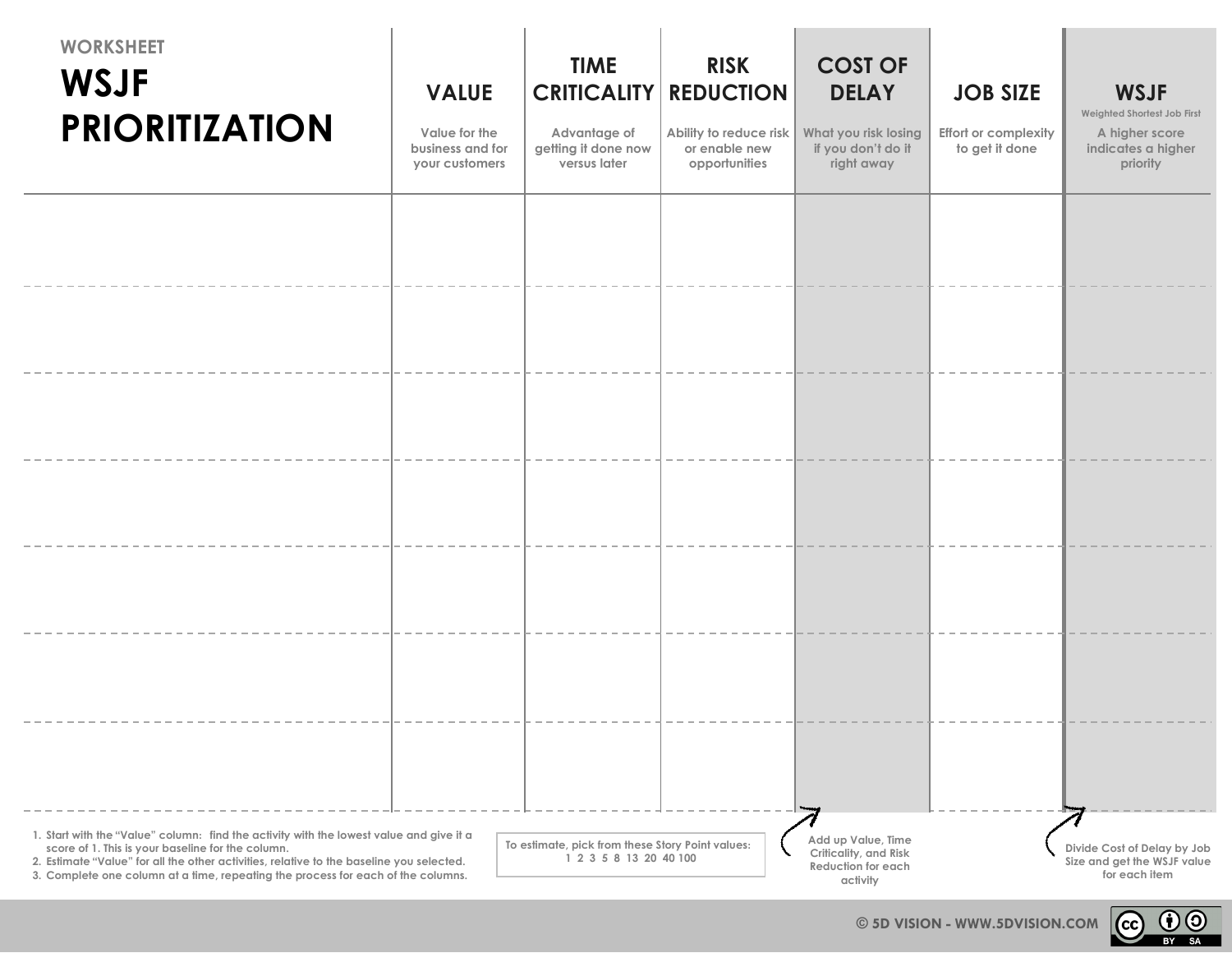WORKSHEET

# WSJF PRIORITIZATION

| | VALUE<br>Value for the business and for your customers | TIME CRITICALITY<br>Advantage of getting it done now versus later | RISK REDUCTION<br>Ability to reduce risk or enable new opportunities | COST OF DELAY<br>What you risk losing if you don't do it right away | JOB SIZE<br>Effort or complexity to get it done | WSJF<br>Weighted Shortest Job First<br>A higher score indicates a higher priority |
|---|---|---|---|---|---|---|
| | | | | | | |
| | | | | | | |
| | | | | | | |
| | | | | | | |
| | | | | | | |
| | | | | | | |
| | | | | | | |

1. Start with the "Value" column: find the activity with the lowest value and give it a score of 1. This is your baseline for the column.
2. Estimate "Value" for all the other activities, relative to the baseline you selected.
3. Complete one column at a time, repeating the process for each of the columns.

To estimate, pick from these Story Point values:
1 2 3 5 8 13 20 40 100

Add up Value, Time Criticality, and Risk Reduction for each activity

Divide Cost of Delay by Job Size and get the WSJF value for each item

© 5D VISION - WWW.5DVISION.COM